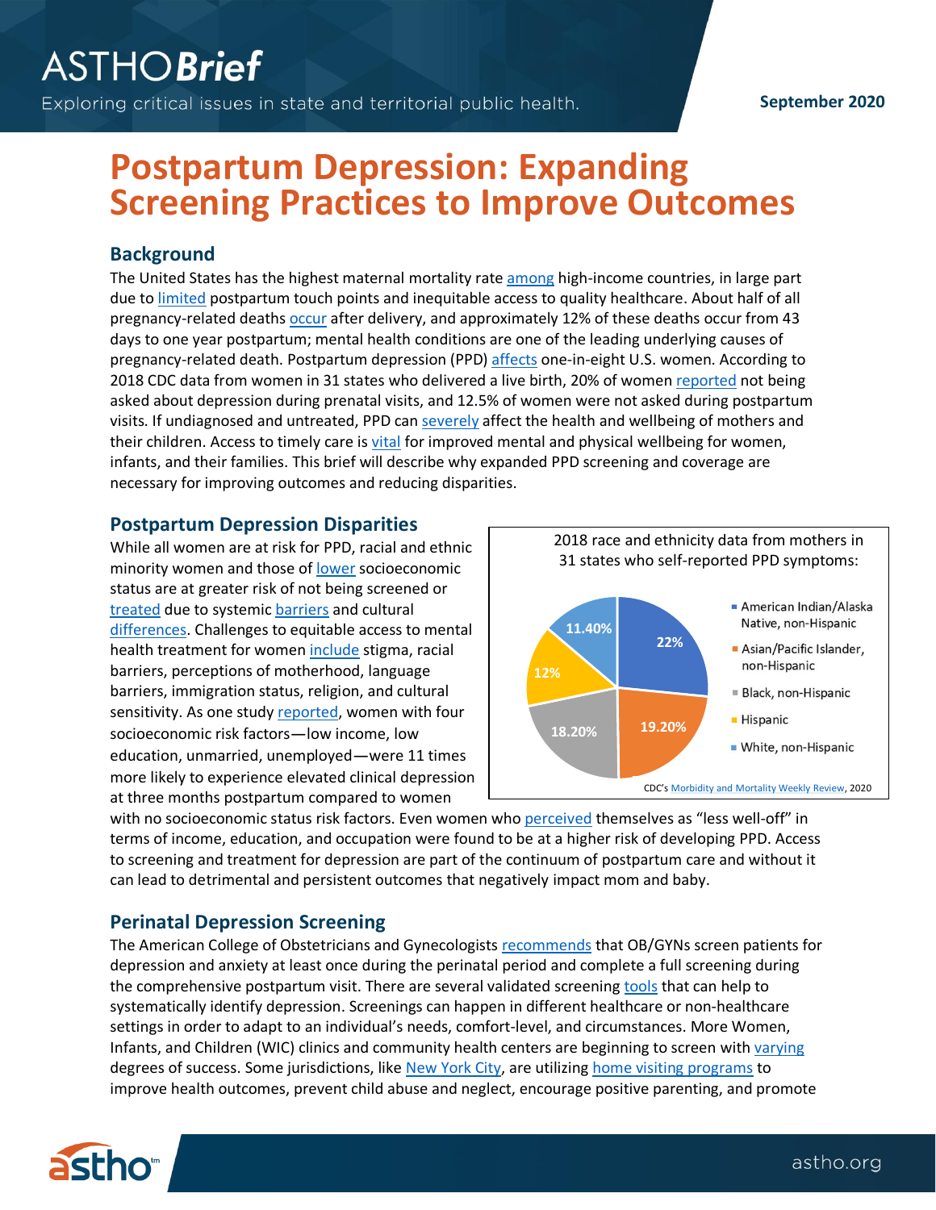September 2020

# Postpartum Depression: Expanding Screening Practices to Improve Outcomes

## Background

The United States has the highest maternal mortality rate among high-income countries, in large part due to limited postpartum touch points and inequitable access to quality healthcare. About half of all pregnancy-related deaths occur after delivery, and approximately 12% of these deaths occur from 43 days to one year postpartum; mental health conditions are one of the leading underlying causes of pregnancy-related death. Postpartum depression (PPD) affects one-in-eight U.S. women. According to 2018 CDC data from women in 31 states who delivered a live birth, 20% of women reported not being asked about depression during prenatal visits, and 12.5% of women were not asked during postpartum visits. If undiagnosed and untreated, PPD can severely affect the health and wellbeing of mothers and their children. Access to timely care is vital for improved mental and physical wellbeing for women, infants, and their families. This brief will describe why expanded PPD screening and coverage are necessary for improving outcomes and reducing disparities.

## Postpartum Depression Disparities

While all women are at risk for PPD, racial and ethnic minority women and those of lower socioeconomic status are at greater risk of not being screened or treated due to systemic barriers and cultural differences. Challenges to equitable access to mental health treatment for women include stigma, racial barriers, perceptions of motherhood, language barriers, immigration status, religion, and cultural sensitivity. As one study reported, women with four socioeconomic risk factors—low income, low education, unmarried, unemployed—were 11 times more likely to experience elevated clinical depression at three months postpartum compared to women with no socioeconomic status risk factors. Even women who perceived themselves as "less well-off" in terms of income, education, and occupation were found to be at a higher risk of developing PPD. Access to screening and treatment for depression are part of the continuum of postpartum care and without it can lead to detrimental and persistent outcomes that negatively impact mom and baby.

2018 race and ethnicity data from mothers in 31 states who self-reported PPD symptoms:

| Race/Ethnicity | Percent |
| --- | --- |
| American Indian/Alaska Native, non-Hispanic | 22% |
| Asian/Pacific Islander, non-Hispanic | 19.20% |
| Black, non-Hispanic | 18.20% |
| Hispanic | 12% |
| White, non-Hispanic | 11.40% |

CDC's Morbidity and Mortality Weekly Review, 2020

## Perinatal Depression Screening

The American College of Obstetricians and Gynecologists recommends that OB/GYNs screen patients for depression and anxiety at least once during the perinatal period and complete a full screening during the comprehensive postpartum visit. There are several validated screening tools that can help to systematically identify depression. Screenings can happen in different healthcare or non-healthcare settings in order to adapt to an individual's needs, comfort-level, and circumstances. More Women, Infants, and Children (WIC) clinics and community health centers are beginning to screen with varying degrees of success. Some jurisdictions, like New York City, are utilizing home visiting programs to improve health outcomes, prevent child abuse and neglect, encourage positive parenting, and promote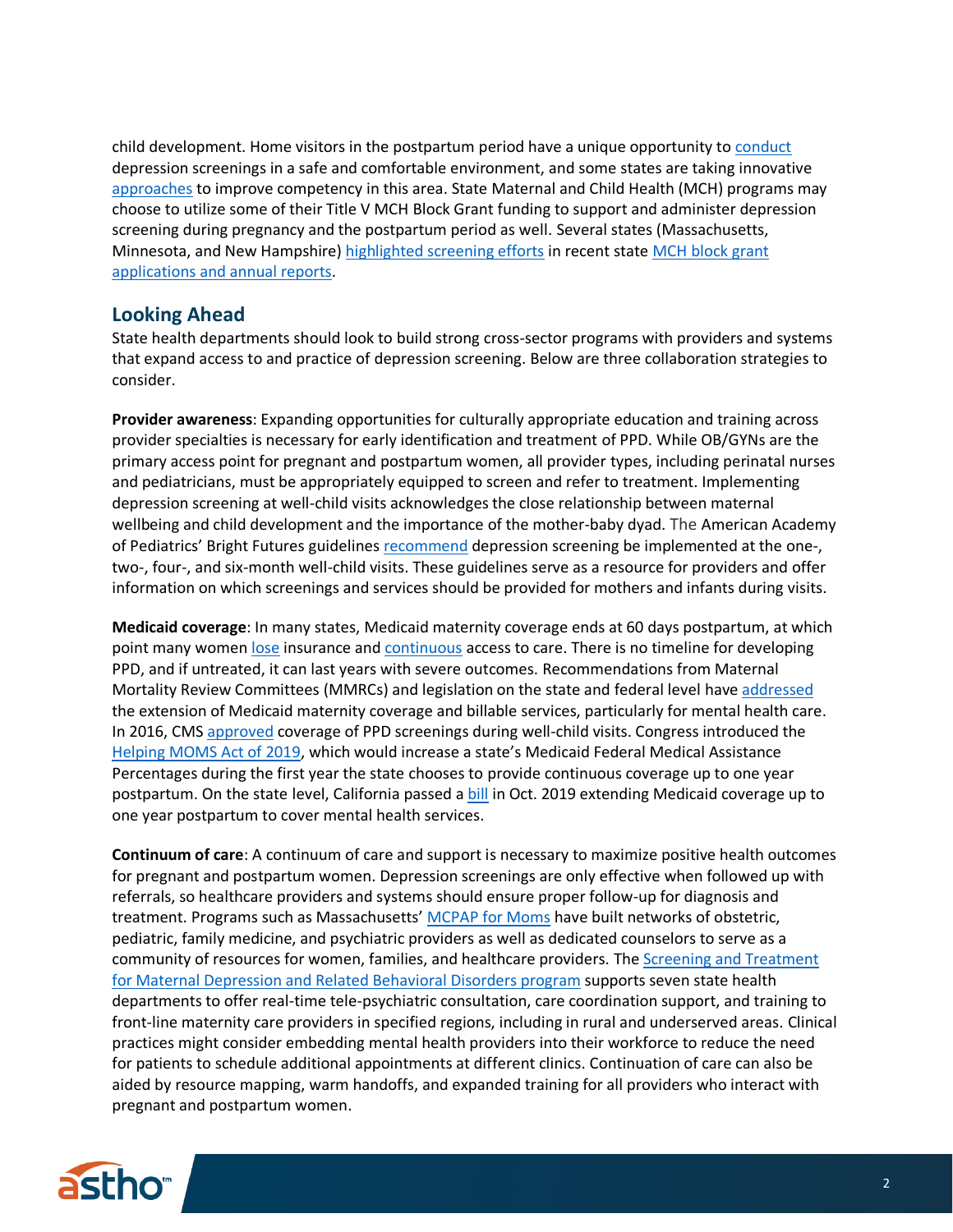child development. Home visitors in the postpartum period have a unique opportunity to conduct depression screenings in a safe and comfortable environment, and some states are taking innovative approaches to improve competency in this area. State Maternal and Child Health (MCH) programs may choose to utilize some of their Title V MCH Block Grant funding to support and administer depression screening during pregnancy and the postpartum period as well. Several states (Massachusetts, Minnesota, and New Hampshire) highlighted screening efforts in recent state MCH block grant applications and annual reports.

## Looking Ahead

State health departments should look to build strong cross-sector programs with providers and systems that expand access to and practice of depression screening. Below are three collaboration strategies to consider.

**Provider awareness**: Expanding opportunities for culturally appropriate education and training across provider specialties is necessary for early identification and treatment of PPD. While OB/GYNs are the primary access point for pregnant and postpartum women, all provider types, including perinatal nurses and pediatricians, must be appropriately equipped to screen and refer to treatment. Implementing depression screening at well-child visits acknowledges the close relationship between maternal wellbeing and child development and the importance of the mother-baby dyad. The American Academy of Pediatrics' Bright Futures guidelines recommend depression screening be implemented at the one-, two-, four-, and six-month well-child visits. These guidelines serve as a resource for providers and offer information on which screenings and services should be provided for mothers and infants during visits.

**Medicaid coverage**: In many states, Medicaid maternity coverage ends at 60 days postpartum, at which point many women lose insurance and continuous access to care. There is no timeline for developing PPD, and if untreated, it can last years with severe outcomes. Recommendations from Maternal Mortality Review Committees (MMRCs) and legislation on the state and federal level have addressed the extension of Medicaid maternity coverage and billable services, particularly for mental health care. In 2016, CMS approved coverage of PPD screenings during well-child visits. Congress introduced the Helping MOMS Act of 2019, which would increase a state's Medicaid Federal Medical Assistance Percentages during the first year the state chooses to provide continuous coverage up to one year postpartum. On the state level, California passed a bill in Oct. 2019 extending Medicaid coverage up to one year postpartum to cover mental health services.

**Continuum of care**: A continuum of care and support is necessary to maximize positive health outcomes for pregnant and postpartum women. Depression screenings are only effective when followed up with referrals, so healthcare providers and systems should ensure proper follow-up for diagnosis and treatment. Programs such as Massachusetts' MCPAP for Moms have built networks of obstetric, pediatric, family medicine, and psychiatric providers as well as dedicated counselors to serve as a community of resources for women, families, and healthcare providers. The Screening and Treatment for Maternal Depression and Related Behavioral Disorders program supports seven state health departments to offer real-time tele-psychiatric consultation, care coordination support, and training to front-line maternity care providers in specified regions, including in rural and underserved areas. Clinical practices might consider embedding mental health providers into their workforce to reduce the need for patients to schedule additional appointments at different clinics. Continuation of care can also be aided by resource mapping, warm handoffs, and expanded training for all providers who interact with pregnant and postpartum women.